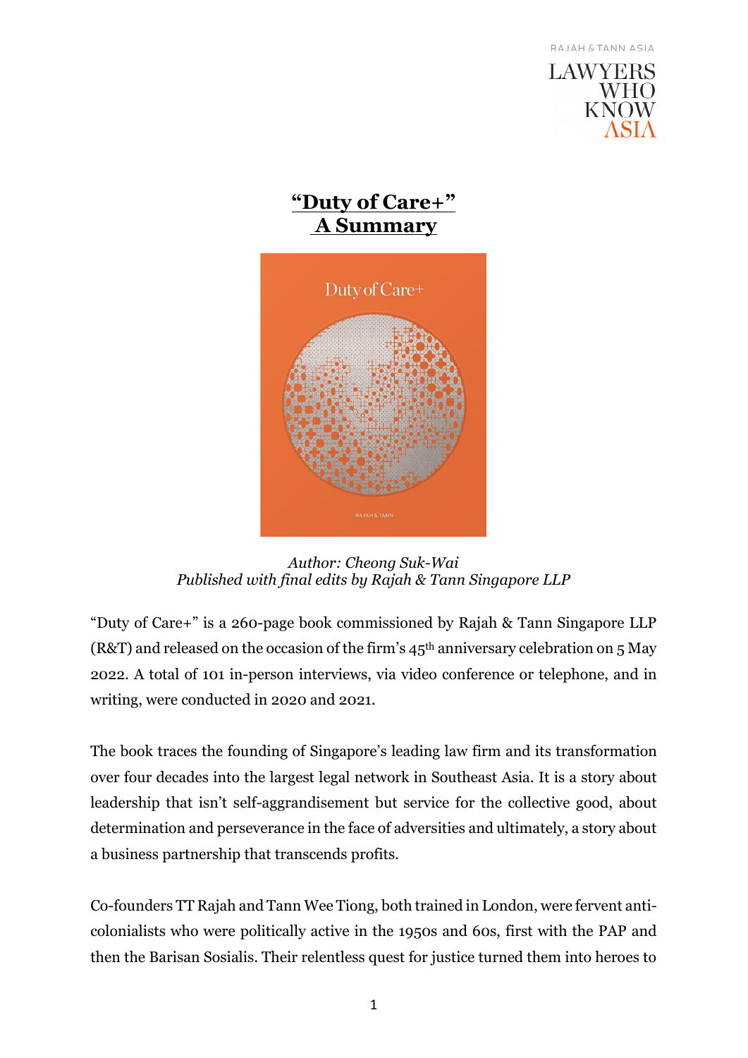RAJAH & TANN ASIA

LAWYERS WHO KNOW ASIA

# "Duty of Care+" A Summary

*Author: Cheong Suk-Wai*
*Published with final edits by Rajah & Tann Singapore LLP*

"Duty of Care+" is a 260-page book commissioned by Rajah & Tann Singapore LLP (R&T) and released on the occasion of the firm's 45th anniversary celebration on 5 May 2022. A total of 101 in-person interviews, via video conference or telephone, and in writing, were conducted in 2020 and 2021.

The book traces the founding of Singapore's leading law firm and its transformation over four decades into the largest legal network in Southeast Asia. It is a story about leadership that isn't self-aggrandisement but service for the collective good, about determination and perseverance in the face of adversities and ultimately, a story about a business partnership that transcends profits.

Co-founders TT Rajah and Tann Wee Tiong, both trained in London, were fervent anti-colonialists who were politically active in the 1950s and 60s, first with the PAP and then the Barisan Sosialis. Their relentless quest for justice turned them into heroes to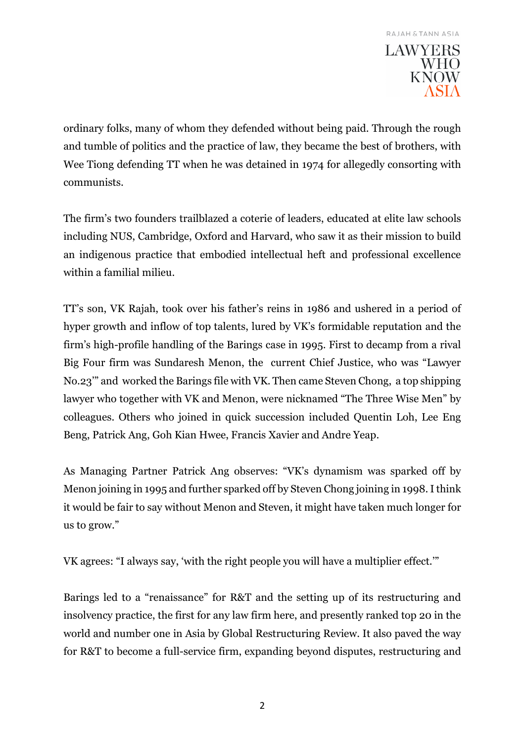ordinary folks, many of whom they defended without being paid. Through the rough and tumble of politics and the practice of law, they became the best of brothers, with Wee Tiong defending TT when he was detained in 1974 for allegedly consorting with communists.

The firm's two founders trailblazed a coterie of leaders, educated at elite law schools including NUS, Cambridge, Oxford and Harvard, who saw it as their mission to build an indigenous practice that embodied intellectual heft and professional excellence within a familial milieu.

TT's son, VK Rajah, took over his father's reins in 1986 and ushered in a period of hyper growth and inflow of top talents, lured by VK's formidable reputation and the firm's high-profile handling of the Barings case in 1995. First to decamp from a rival Big Four firm was Sundaresh Menon, the current Chief Justice, who was "Lawyer No.23'" and worked the Barings file with VK. Then came Steven Chong, a top shipping lawyer who together with VK and Menon, were nicknamed "The Three Wise Men" by colleagues. Others who joined in quick succession included Quentin Loh, Lee Eng Beng, Patrick Ang, Goh Kian Hwee, Francis Xavier and Andre Yeap.

As Managing Partner Patrick Ang observes: "VK's dynamism was sparked off by Menon joining in 1995 and further sparked off by Steven Chong joining in 1998. I think it would be fair to say without Menon and Steven, it might have taken much longer for us to grow."

VK agrees: "I always say, 'with the right people you will have a multiplier effect.'"

Barings led to a "renaissance" for R&T and the setting up of its restructuring and insolvency practice, the first for any law firm here, and presently ranked top 20 in the world and number one in Asia by Global Restructuring Review. It also paved the way for R&T to become a full-service firm, expanding beyond disputes, restructuring and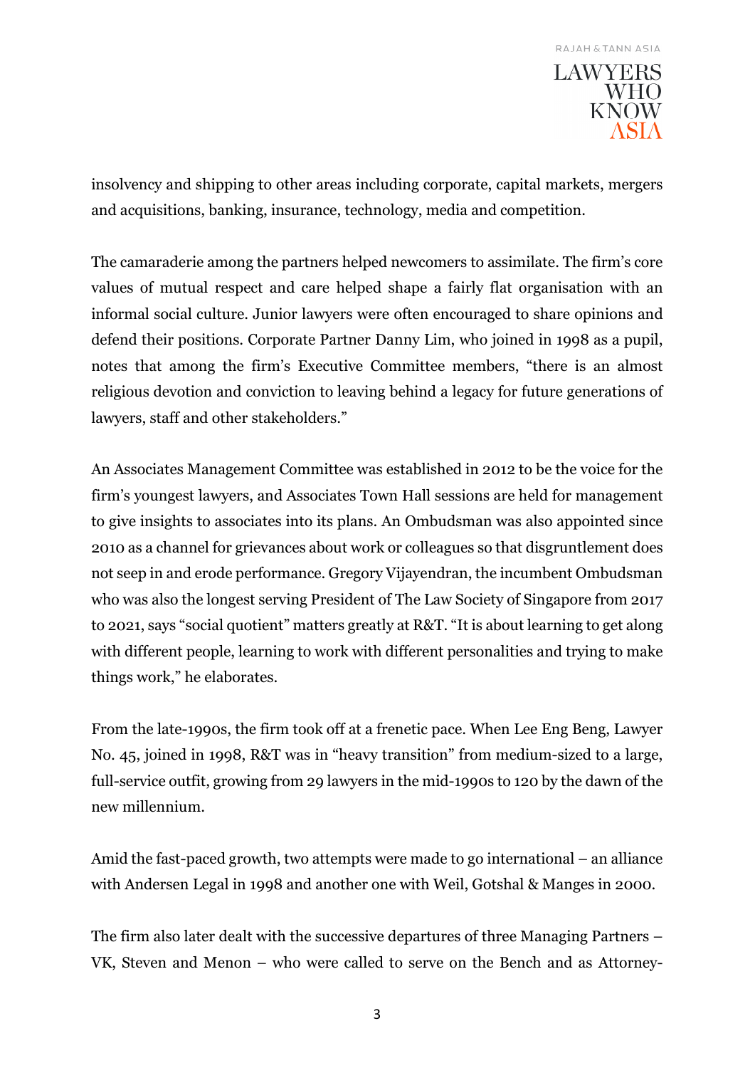insolvency and shipping to other areas including corporate, capital markets, mergers and acquisitions, banking, insurance, technology, media and competition.

The camaraderie among the partners helped newcomers to assimilate. The firm's core values of mutual respect and care helped shape a fairly flat organisation with an informal social culture. Junior lawyers were often encouraged to share opinions and defend their positions. Corporate Partner Danny Lim, who joined in 1998 as a pupil, notes that among the firm's Executive Committee members, "there is an almost religious devotion and conviction to leaving behind a legacy for future generations of lawyers, staff and other stakeholders."

An Associates Management Committee was established in 2012 to be the voice for the firm's youngest lawyers, and Associates Town Hall sessions are held for management to give insights to associates into its plans. An Ombudsman was also appointed since 2010 as a channel for grievances about work or colleagues so that disgruntlement does not seep in and erode performance. Gregory Vijayendran, the incumbent Ombudsman who was also the longest serving President of The Law Society of Singapore from 2017 to 2021, says "social quotient" matters greatly at R&T. "It is about learning to get along with different people, learning to work with different personalities and trying to make things work," he elaborates.

From the late-1990s, the firm took off at a frenetic pace. When Lee Eng Beng, Lawyer No. 45, joined in 1998, R&T was in "heavy transition" from medium-sized to a large, full-service outfit, growing from 29 lawyers in the mid-1990s to 120 by the dawn of the new millennium.

Amid the fast-paced growth, two attempts were made to go international – an alliance with Andersen Legal in 1998 and another one with Weil, Gotshal & Manges in 2000.

The firm also later dealt with the successive departures of three Managing Partners – VK, Steven and Menon – who were called to serve on the Bench and as Attorney-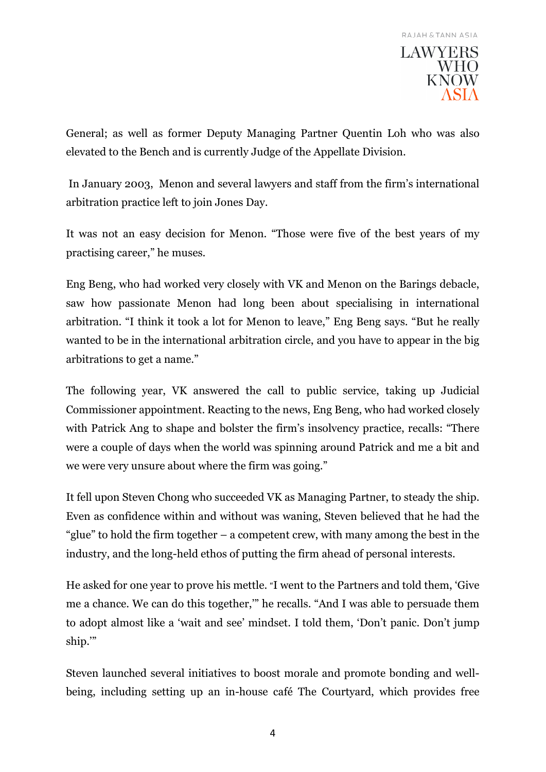General; as well as former Deputy Managing Partner Quentin Loh who was also elevated to the Bench and is currently Judge of the Appellate Division.

In January 2003, Menon and several lawyers and staff from the firm's international arbitration practice left to join Jones Day.

It was not an easy decision for Menon. "Those were five of the best years of my practising career," he muses.

Eng Beng, who had worked very closely with VK and Menon on the Barings debacle, saw how passionate Menon had long been about specialising in international arbitration. "I think it took a lot for Menon to leave," Eng Beng says. "But he really wanted to be in the international arbitration circle, and you have to appear in the big arbitrations to get a name."

The following year, VK answered the call to public service, taking up Judicial Commissioner appointment. Reacting to the news, Eng Beng, who had worked closely with Patrick Ang to shape and bolster the firm's insolvency practice, recalls: "There were a couple of days when the world was spinning around Patrick and me a bit and we were very unsure about where the firm was going."

It fell upon Steven Chong who succeeded VK as Managing Partner, to steady the ship. Even as confidence within and without was waning, Steven believed that he had the "glue" to hold the firm together – a competent crew, with many among the best in the industry, and the long-held ethos of putting the firm ahead of personal interests.

He asked for one year to prove his mettle. "I went to the Partners and told them, 'Give me a chance. We can do this together,'" he recalls. "And I was able to persuade them to adopt almost like a 'wait and see' mindset. I told them, 'Don't panic. Don't jump ship.'"

Steven launched several initiatives to boost morale and promote bonding and well-being, including setting up an in-house café The Courtyard, which provides free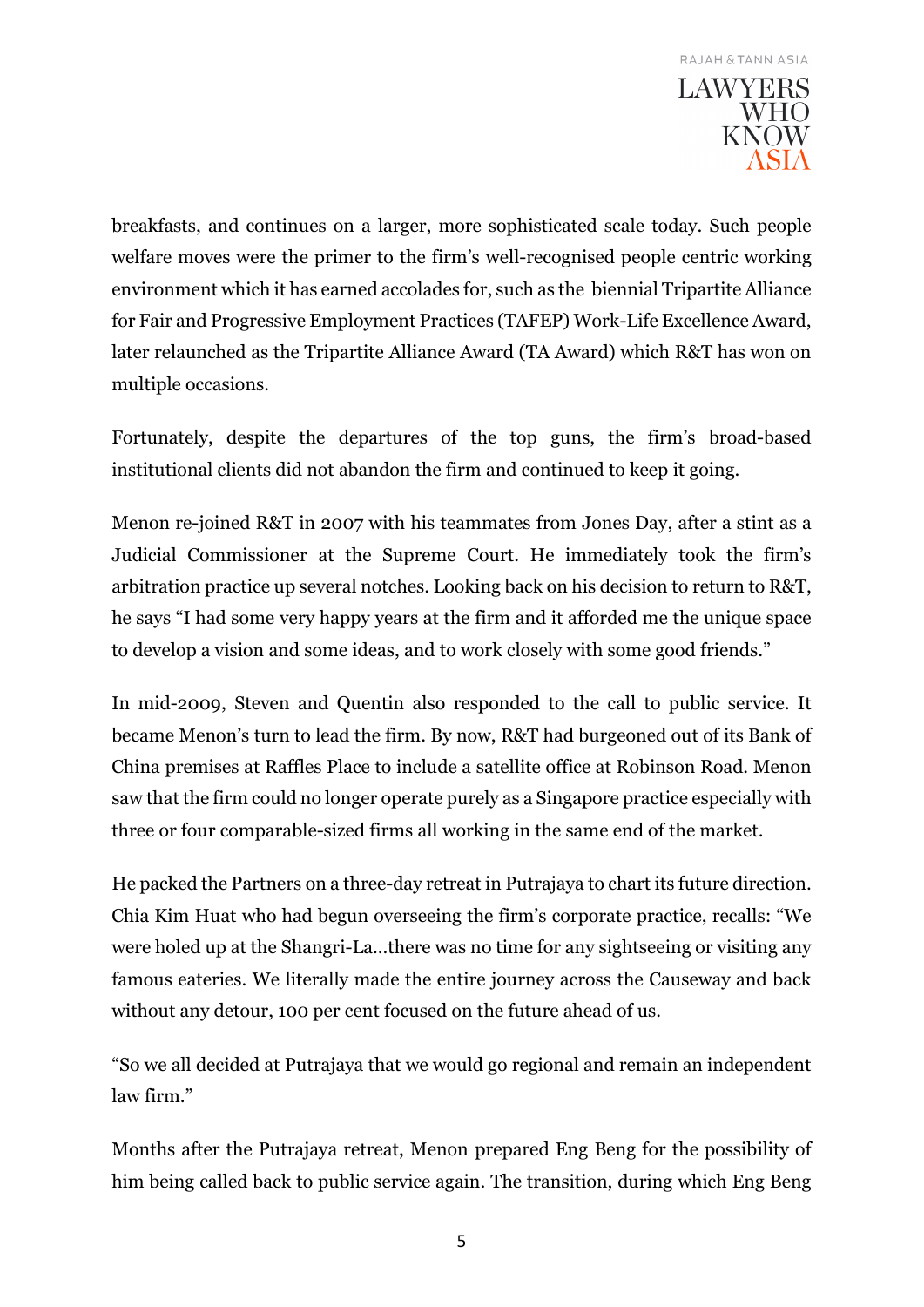breakfasts, and continues on a larger, more sophisticated scale today. Such people welfare moves were the primer to the firm's well-recognised people centric working environment which it has earned accolades for, such as the biennial Tripartite Alliance for Fair and Progressive Employment Practices (TAFEP) Work-Life Excellence Award, later relaunched as the Tripartite Alliance Award (TA Award) which R&T has won on multiple occasions.

Fortunately, despite the departures of the top guns, the firm's broad-based institutional clients did not abandon the firm and continued to keep it going.

Menon re-joined R&T in 2007 with his teammates from Jones Day, after a stint as a Judicial Commissioner at the Supreme Court. He immediately took the firm's arbitration practice up several notches. Looking back on his decision to return to R&T, he says "I had some very happy years at the firm and it afforded me the unique space to develop a vision and some ideas, and to work closely with some good friends."

In mid-2009, Steven and Quentin also responded to the call to public service. It became Menon's turn to lead the firm. By now, R&T had burgeoned out of its Bank of China premises at Raffles Place to include a satellite office at Robinson Road. Menon saw that the firm could no longer operate purely as a Singapore practice especially with three or four comparable-sized firms all working in the same end of the market.

He packed the Partners on a three-day retreat in Putrajaya to chart its future direction. Chia Kim Huat who had begun overseeing the firm's corporate practice, recalls: "We were holed up at the Shangri-La…there was no time for any sightseeing or visiting any famous eateries. We literally made the entire journey across the Causeway and back without any detour, 100 per cent focused on the future ahead of us.

"So we all decided at Putrajaya that we would go regional and remain an independent law firm."

Months after the Putrajaya retreat, Menon prepared Eng Beng for the possibility of him being called back to public service again. The transition, during which Eng Beng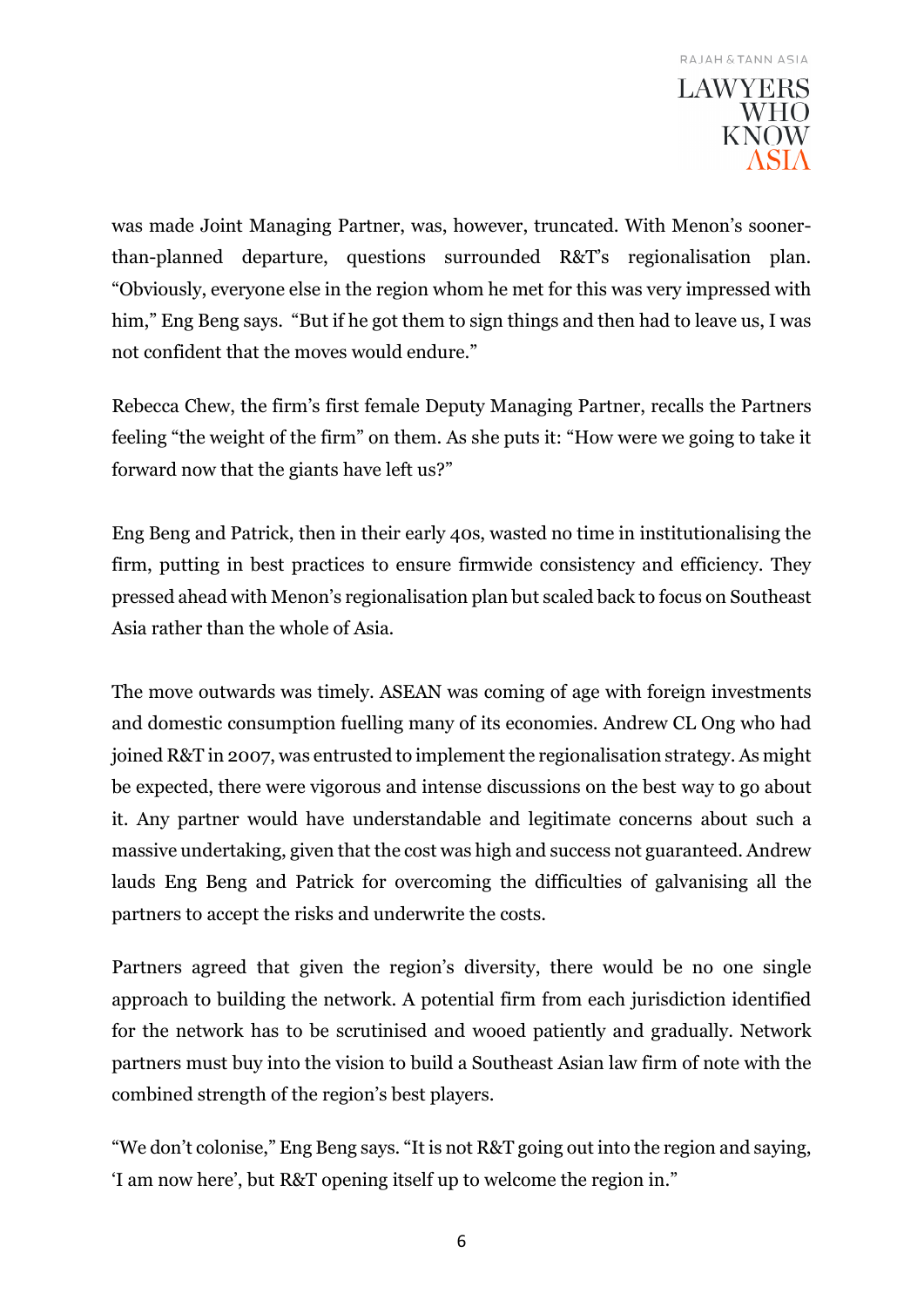was made Joint Managing Partner, was, however, truncated. With Menon's sooner-than-planned departure, questions surrounded R&T's regionalisation plan. "Obviously, everyone else in the region whom he met for this was very impressed with him," Eng Beng says. "But if he got them to sign things and then had to leave us, I was not confident that the moves would endure."

Rebecca Chew, the firm's first female Deputy Managing Partner, recalls the Partners feeling "the weight of the firm" on them. As she puts it: "How were we going to take it forward now that the giants have left us?"

Eng Beng and Patrick, then in their early 40s, wasted no time in institutionalising the firm, putting in best practices to ensure firmwide consistency and efficiency. They pressed ahead with Menon's regionalisation plan but scaled back to focus on Southeast Asia rather than the whole of Asia.

The move outwards was timely. ASEAN was coming of age with foreign investments and domestic consumption fuelling many of its economies. Andrew CL Ong who had joined R&T in 2007, was entrusted to implement the regionalisation strategy. As might be expected, there were vigorous and intense discussions on the best way to go about it. Any partner would have understandable and legitimate concerns about such a massive undertaking, given that the cost was high and success not guaranteed. Andrew lauds Eng Beng and Patrick for overcoming the difficulties of galvanising all the partners to accept the risks and underwrite the costs.

Partners agreed that given the region's diversity, there would be no one single approach to building the network. A potential firm from each jurisdiction identified for the network has to be scrutinised and wooed patiently and gradually. Network partners must buy into the vision to build a Southeast Asian law firm of note with the combined strength of the region's best players.

"We don't colonise," Eng Beng says. "It is not R&T going out into the region and saying, 'I am now here', but R&T opening itself up to welcome the region in."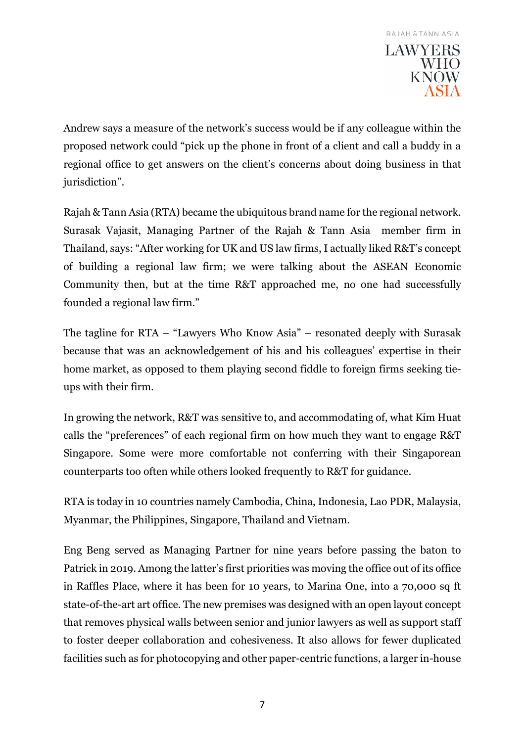Andrew says a measure of the network's success would be if any colleague within the proposed network could "pick up the phone in front of a client and call a buddy in a regional office to get answers on the client's concerns about doing business in that jurisdiction".

Rajah & Tann Asia (RTA) became the ubiquitous brand name for the regional network. Surasak Vajasit, Managing Partner of the Rajah & Tann Asia member firm in Thailand, says: "After working for UK and US law firms, I actually liked R&T's concept of building a regional law firm; we were talking about the ASEAN Economic Community then, but at the time R&T approached me, no one had successfully founded a regional law firm."

The tagline for RTA – "Lawyers Who Know Asia" – resonated deeply with Surasak because that was an acknowledgement of his and his colleagues' expertise in their home market, as opposed to them playing second fiddle to foreign firms seeking tie-ups with their firm.

In growing the network, R&T was sensitive to, and accommodating of, what Kim Huat calls the "preferences" of each regional firm on how much they want to engage R&T Singapore. Some were more comfortable not conferring with their Singaporean counterparts too often while others looked frequently to R&T for guidance.

RTA is today in 10 countries namely Cambodia, China, Indonesia, Lao PDR, Malaysia, Myanmar, the Philippines, Singapore, Thailand and Vietnam.

Eng Beng served as Managing Partner for nine years before passing the baton to Patrick in 2019. Among the latter's first priorities was moving the office out of its office in Raffles Place, where it has been for 10 years, to Marina One, into a 70,000 sq ft state-of-the-art art office. The new premises was designed with an open layout concept that removes physical walls between senior and junior lawyers as well as support staff to foster deeper collaboration and cohesiveness. It also allows for fewer duplicated facilities such as for photocopying and other paper-centric functions, a larger in-house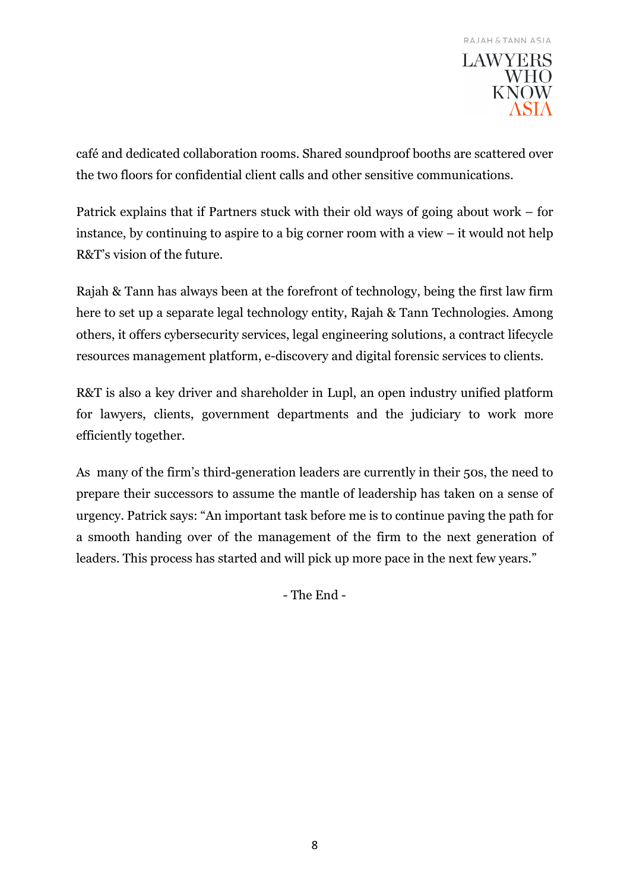café and dedicated collaboration rooms. Shared soundproof booths are scattered over the two floors for confidential client calls and other sensitive communications.

Patrick explains that if Partners stuck with their old ways of going about work – for instance, by continuing to aspire to a big corner room with a view – it would not help R&T's vision of the future.

Rajah & Tann has always been at the forefront of technology, being the first law firm here to set up a separate legal technology entity, Rajah & Tann Technologies. Among others, it offers cybersecurity services, legal engineering solutions, a contract lifecycle resources management platform, e-discovery and digital forensic services to clients.

R&T is also a key driver and shareholder in Lupl, an open industry unified platform for lawyers, clients, government departments and the judiciary to work more efficiently together.

As many of the firm's third-generation leaders are currently in their 50s, the need to prepare their successors to assume the mantle of leadership has taken on a sense of urgency. Patrick says: "An important task before me is to continue paving the path for a smooth handing over of the management of the firm to the next generation of leaders. This process has started and will pick up more pace in the next few years."

- The End -